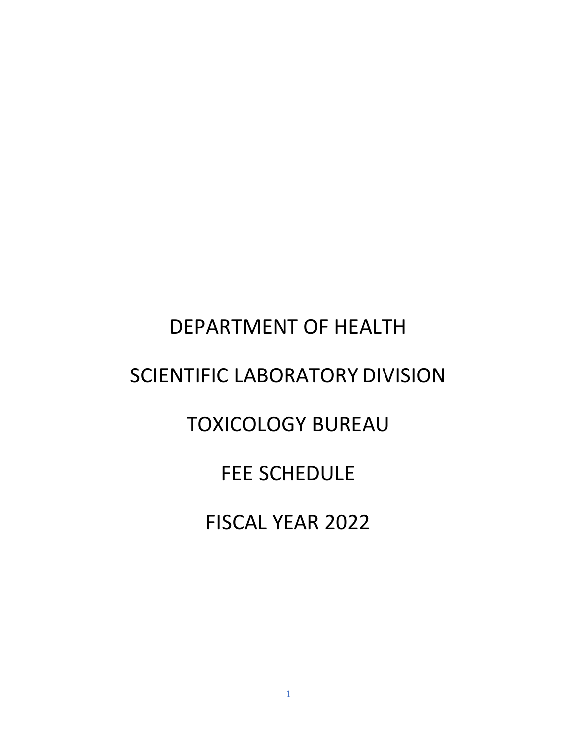# DEPARTMENT OF HEALTH

# SCIENTIFIC LABORATORY DIVISION

# TOXICOLOGY BUREAU

# FEE SCHEDULE

# FISCAL YEAR 2022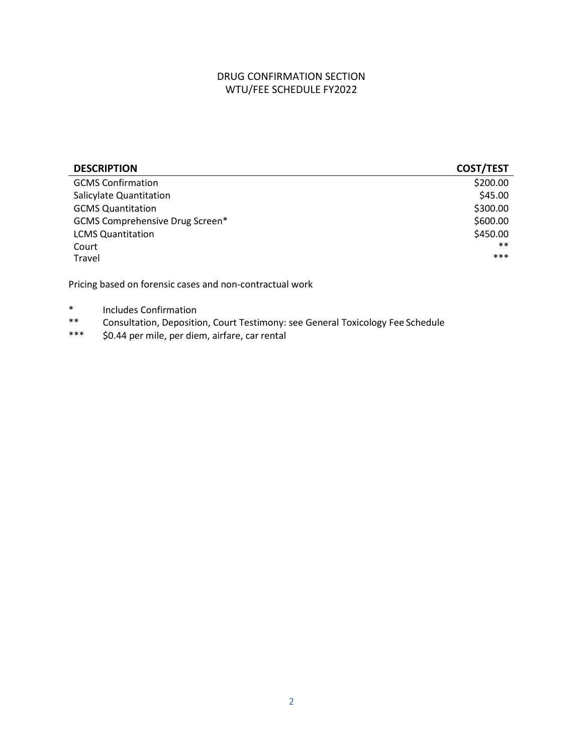# DRUG CONFIRMATION SECTION
## WTU/FEE SCHEDULE FY2022

| DESCRIPTION | COST/TEST |
| --- | --- |
| GCMS Confirmation | $200.00 |
| Salicylate Quantitation | $45.00 |
| GCMS Quantitation | $300.00 |
| GCMS Comprehensive Drug Screen* | $600.00 |
| LCMS Quantitation | $450.00 |
| Court | ** |
| Travel | *** |

Pricing based on forensic cases and non-contractual work

\* Includes Confirmation

** Consultation, Deposition, Court Testimony: see General Toxicology Fee Schedule

*** $0.44 per mile, per diem, airfare, car rental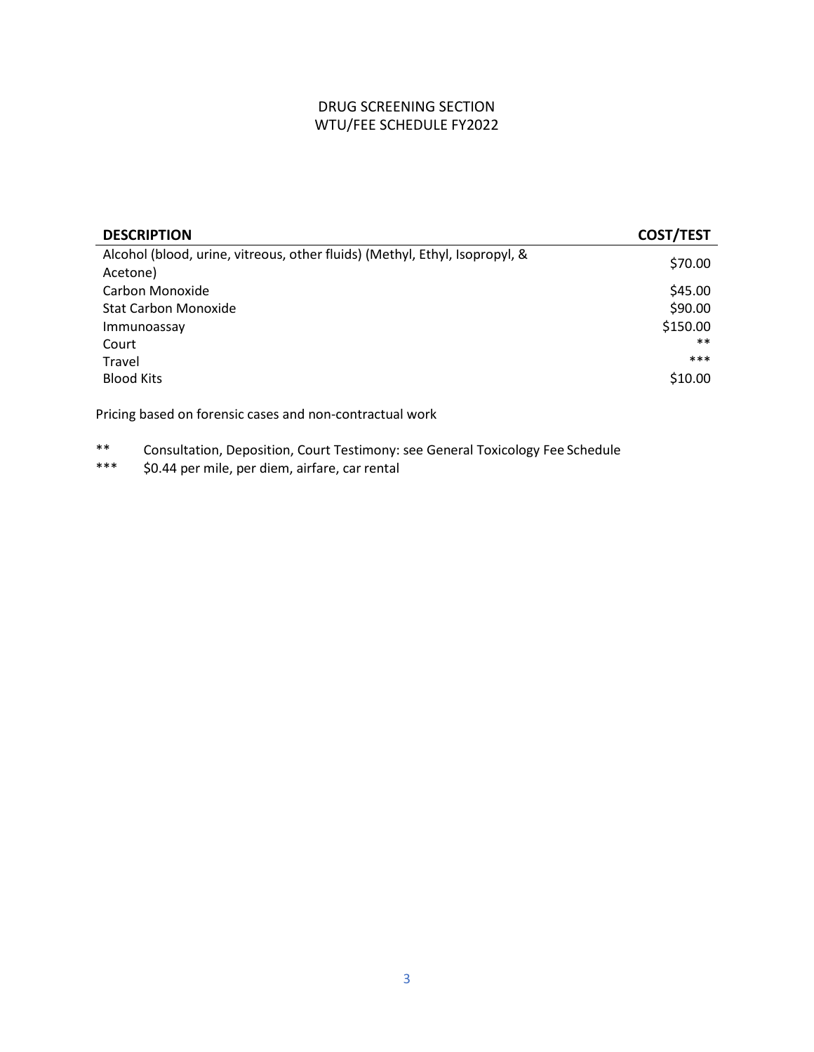# DRUG SCREENING SECTION
## WTU/FEE SCHEDULE FY2022

| DESCRIPTION | COST/TEST |
|---|---|
| Alcohol (blood, urine, vitreous, other fluids) (Methyl, Ethyl, Isopropyl, & Acetone) | $70.00 |
| Carbon Monoxide | $45.00 |
| Stat Carbon Monoxide | $90.00 |
| Immunoassay | $150.00 |
| Court | ** |
| Travel | *** |
| Blood Kits | $10.00 |

Pricing based on forensic cases and non-contractual work

** Consultation, Deposition, Court Testimony: see General Toxicology Fee Schedule

*** $0.44 per mile, per diem, airfare, car rental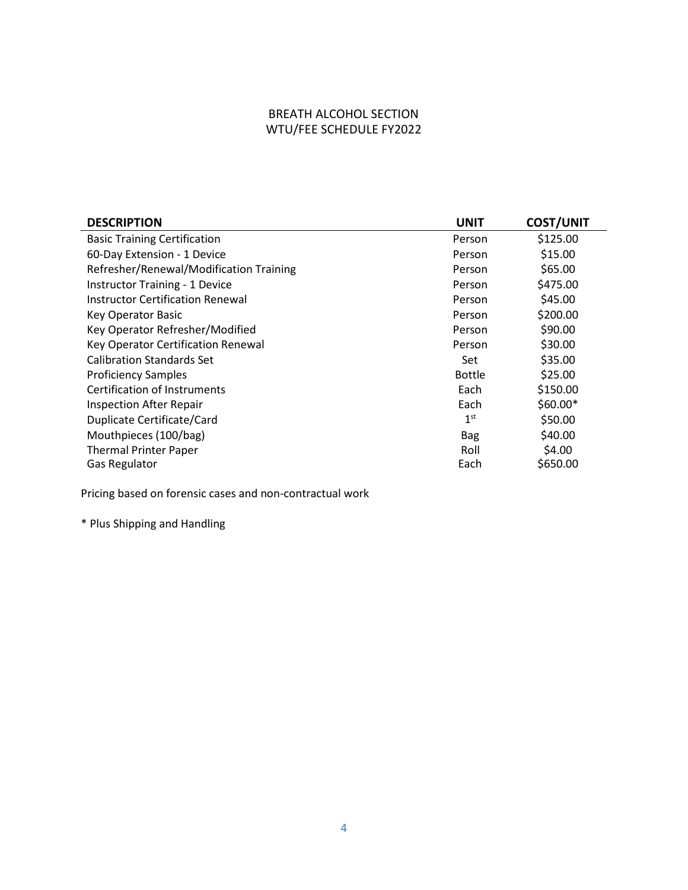# BREATH ALCOHOL SECTION
## WTU/FEE SCHEDULE FY2022

| DESCRIPTION | UNIT | COST/UNIT |
|---|---|---|
| Basic Training Certification | Person | $125.00 |
| 60-Day Extension - 1 Device | Person | $15.00 |
| Refresher/Renewal/Modification Training | Person | $65.00 |
| Instructor Training - 1 Device | Person | $475.00 |
| Instructor Certification Renewal | Person | $45.00 |
| Key Operator Basic | Person | $200.00 |
| Key Operator Refresher/Modified | Person | $90.00 |
| Key Operator Certification Renewal | Person | $30.00 |
| Calibration Standards Set | Set | $35.00 |
| Proficiency Samples | Bottle | $25.00 |
| Certification of Instruments | Each | $150.00 |
| Inspection After Repair | Each | $60.00* |
| Duplicate Certificate/Card | 1st | $50.00 |
| Mouthpieces (100/bag) | Bag | $40.00 |
| Thermal Printer Paper | Roll | $4.00 |
| Gas Regulator | Each | $650.00 |

Pricing based on forensic cases and non-contractual work

* Plus Shipping and Handling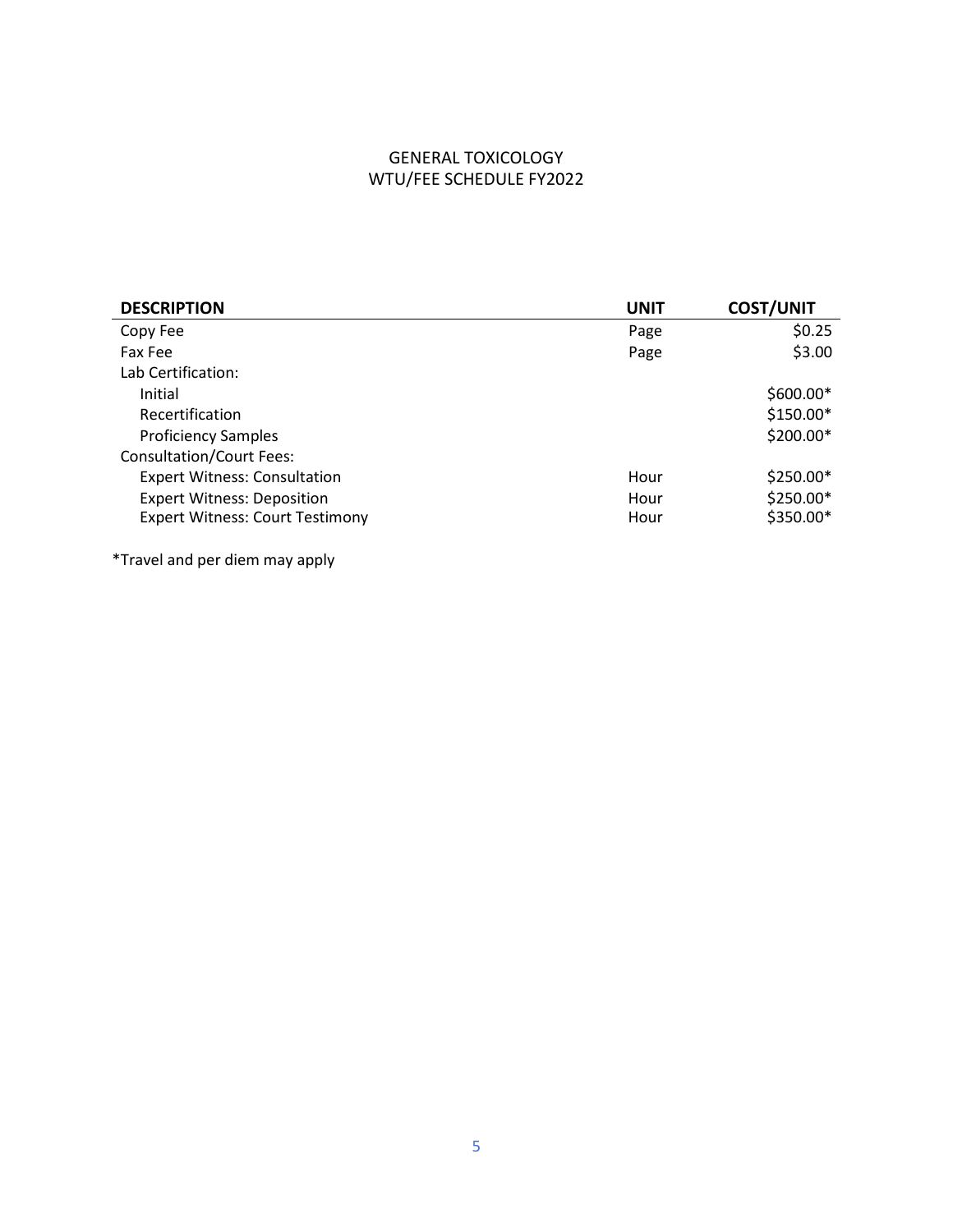# GENERAL TOXICOLOGY
## WTU/FEE SCHEDULE FY2022

| DESCRIPTION | UNIT | COST/UNIT |
|---|---|---|
| Copy Fee | Page | $0.25 |
| Fax Fee | Page | $3.00 |
| Lab Certification: | | |
| Initial | | $600.00* |
| Recertification | | $150.00* |
| Proficiency Samples | | $200.00* |
| Consultation/Court Fees: | | |
| Expert Witness: Consultation | Hour | $250.00* |
| Expert Witness: Deposition | Hour | $250.00* |
| Expert Witness: Court Testimony | Hour | $350.00* |

*Travel and per diem may apply